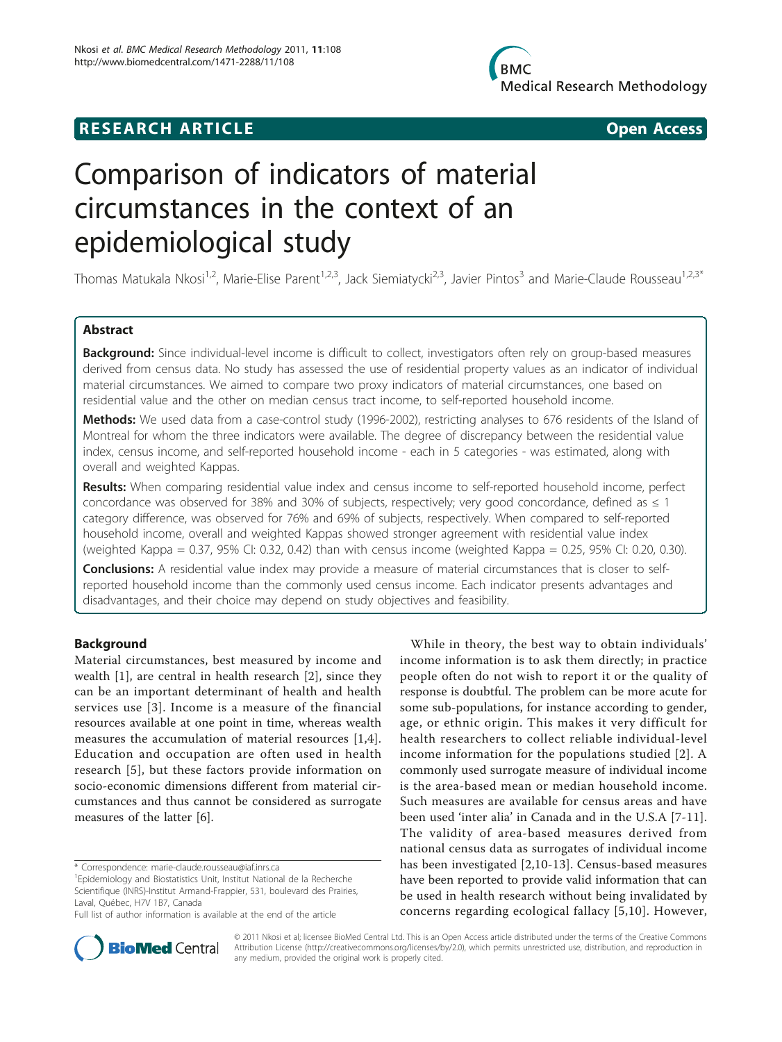RESEARCH ARTICLE Open Access

# Comparison of indicators of material circumstances in the context of an epidemiological study

Thomas Matukala Nkosi[1,2], Marie-Elise Parent[1,2,3], Jack Siemiatycki[2,3], Javier Pintos[3] and Marie-Claude Rousseau[1,2,3*]

## Abstract

**Background:** Since individual-level income is difficult to collect, investigators often rely on group-based measures derived from census data. No study has assessed the use of residential property values as an indicator of individual material circumstances. We aimed to compare two proxy indicators of material circumstances, one based on residential value and the other on median census tract income, to self-reported household income.

**Methods:** We used data from a case-control study (1996-2002), restricting analyses to 676 residents of the Island of Montreal for whom the three indicators were available. The degree of discrepancy between the residential value index, census income, and self-reported household income - each in 5 categories - was estimated, along with overall and weighted Kappas.

**Results:** When comparing residential value index and census income to self-reported household income, perfect concordance was observed for 38% and 30% of subjects, respectively; very good concordance, defined as ≤ 1 category difference, was observed for 76% and 69% of subjects, respectively. When compared to self-reported household income, overall and weighted Kappas showed stronger agreement with residential value index (weighted Kappa = 0.37, 95% CI: 0.32, 0.42) than with census income (weighted Kappa = 0.25, 95% CI: 0.20, 0.30).

**Conclusions:** A residential value index may provide a measure of material circumstances that is closer to self-reported household income than the commonly used census income. Each indicator presents advantages and disadvantages, and their choice may depend on study objectives and feasibility.

## Background

Material circumstances, best measured by income and wealth [1], are central in health research [2], since they can be an important determinant of health and health services use [3]. Income is a measure of the financial resources available at one point in time, whereas wealth measures the accumulation of material resources [1,4]. Education and occupation are often used in health research [5], but these factors provide information on socio-economic dimensions different from material circumstances and thus cannot be considered as surrogate measures of the latter [6].

While in theory, the best way to obtain individuals' income information is to ask them directly; in practice people often do not wish to report it or the quality of response is doubtful. The problem can be more acute for some sub-populations, for instance according to gender, age, or ethnic origin. This makes it very difficult for health researchers to collect reliable individual-level income information for the populations studied [2]. A commonly used surrogate measure of individual income is the area-based mean or median household income. Such measures are available for census areas and have been used 'inter alia' in Canada and in the U.S.A [7-11]. The validity of area-based measures derived from national census data as surrogates of individual income has been investigated [2,10-13]. Census-based measures have been reported to provide valid information that can be used in health research without being invalidated by concerns regarding ecological fallacy [5,10]. However,

\* Correspondence: marie-claude.rousseau@iaf.inrs.ca

[1]Epidemiology and Biostatistics Unit, Institut National de la Recherche Scientifique (INRS)-Institut Armand-Frappier, 531, boulevard des Prairies, Laval, Québec, H7V 1B7, Canada

Full list of author information is available at the end of the article

© 2011 Nkosi et al; licensee BioMed Central Ltd. This is an Open Access article distributed under the terms of the Creative Commons Attribution License (http://creativecommons.org/licenses/by/2.0), which permits unrestricted use, distribution, and reproduction in any medium, provided the original work is properly cited.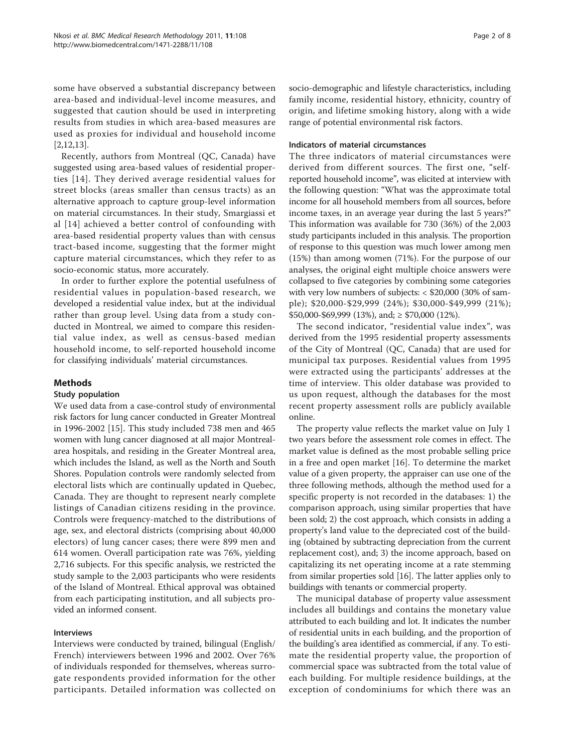some have observed a substantial discrepancy between area-based and individual-level income measures, and suggested that caution should be used in interpreting results from studies in which area-based measures are used as proxies for individual and household income [2,12,13].

Recently, authors from Montreal (QC, Canada) have suggested using area-based values of residential properties [14]. They derived average residential values for street blocks (areas smaller than census tracts) as an alternative approach to capture group-level information on material circumstances. In their study, Smargiassi et al [14] achieved a better control of confounding with area-based residential property values than with census tract-based income, suggesting that the former might capture material circumstances, which they refer to as socio-economic status, more accurately.

In order to further explore the potential usefulness of residential values in population-based research, we developed a residential value index, but at the individual rather than group level. Using data from a study conducted in Montreal, we aimed to compare this residential value index, as well as census-based median household income, to self-reported household income for classifying individuals' material circumstances.

## Methods

### Study population

We used data from a case-control study of environmental risk factors for lung cancer conducted in Greater Montreal in 1996-2002 [15]. This study included 738 men and 465 women with lung cancer diagnosed at all major Montreal-area hospitals, and residing in the Greater Montreal area, which includes the Island, as well as the North and South Shores. Population controls were randomly selected from electoral lists which are continually updated in Quebec, Canada. They are thought to represent nearly complete listings of Canadian citizens residing in the province. Controls were frequency-matched to the distributions of age, sex, and electoral districts (comprising about 40,000 electors) of lung cancer cases; there were 899 men and 614 women. Overall participation rate was 76%, yielding 2,716 subjects. For this specific analysis, we restricted the study sample to the 2,003 participants who were residents of the Island of Montreal. Ethical approval was obtained from each participating institution, and all subjects provided an informed consent.

### Interviews

Interviews were conducted by trained, bilingual (English/French) interviewers between 1996 and 2002. Over 76% of individuals responded for themselves, whereas surrogate respondents provided information for the other participants. Detailed information was collected on socio-demographic and lifestyle characteristics, including family income, residential history, ethnicity, country of origin, and lifetime smoking history, along with a wide range of potential environmental risk factors.

### Indicators of material circumstances

The three indicators of material circumstances were derived from different sources. The first one, "self-reported household income", was elicited at interview with the following question: "What was the approximate total income for all household members from all sources, before income taxes, in an average year during the last 5 years?" This information was available for 730 (36%) of the 2,003 study participants included in this analysis. The proportion of response to this question was much lower among men (15%) than among women (71%). For the purpose of our analyses, the original eight multiple choice answers were collapsed to five categories by combining some categories with very low numbers of subjects: < $20,000 (30% of sample); $20,000-$29,999 (24%); $30,000-$49,999 (21%); $50,000-$69,999 (13%), and; ≥ $70,000 (12%).

The second indicator, "residential value index", was derived from the 1995 residential property assessments of the City of Montreal (QC, Canada) that are used for municipal tax purposes. Residential values from 1995 were extracted using the participants' addresses at the time of interview. This older database was provided to us upon request, although the databases for the most recent property assessment rolls are publicly available online.

The property value reflects the market value on July 1 two years before the assessment role comes in effect. The market value is defined as the most probable selling price in a free and open market [16]. To determine the market value of a given property, the appraiser can use one of the three following methods, although the method used for a specific property is not recorded in the databases: 1) the comparison approach, using similar properties that have been sold; 2) the cost approach, which consists in adding a property's land value to the depreciated cost of the building (obtained by subtracting depreciation from the current replacement cost), and; 3) the income approach, based on capitalizing its net operating income at a rate stemming from similar properties sold [16]. The latter applies only to buildings with tenants or commercial property.

The municipal database of property value assessment includes all buildings and contains the monetary value attributed to each building and lot. It indicates the number of residential units in each building, and the proportion of the building's area identified as commercial, if any. To estimate the residential property value, the proportion of commercial space was subtracted from the total value of each building. For multiple residence buildings, at the exception of condominiums for which there was an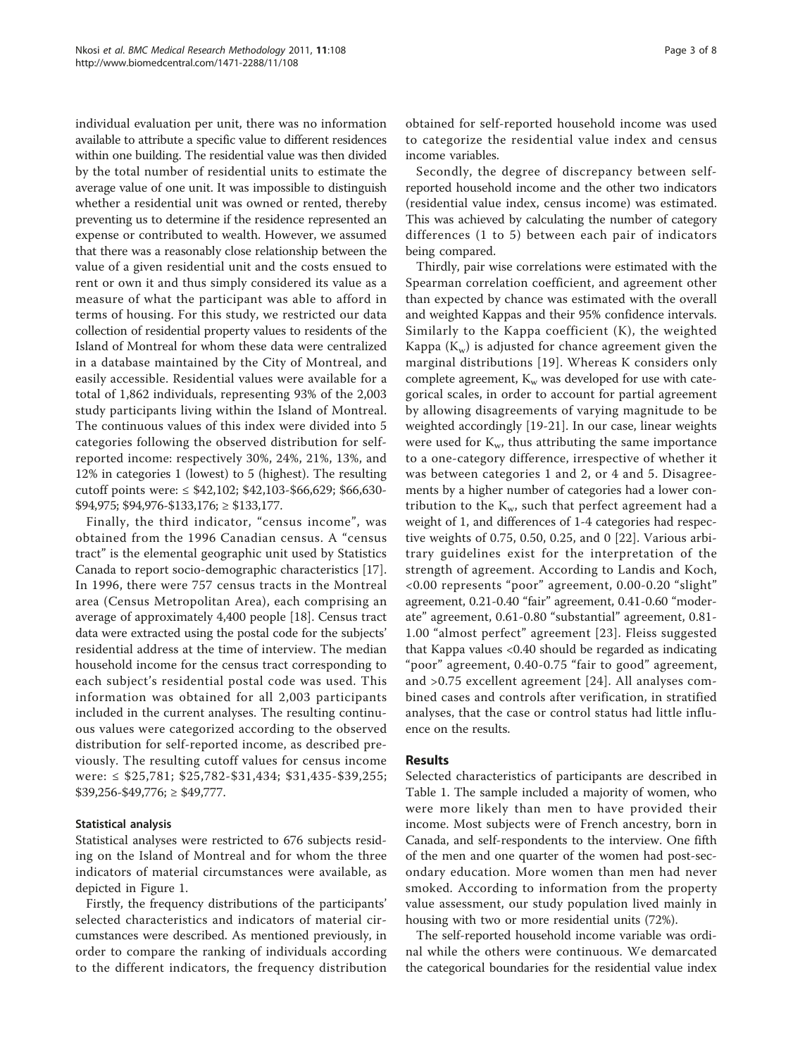individual evaluation per unit, there was no information available to attribute a specific value to different residences within one building. The residential value was then divided by the total number of residential units to estimate the average value of one unit. It was impossible to distinguish whether a residential unit was owned or rented, thereby preventing us to determine if the residence represented an expense or contributed to wealth. However, we assumed that there was a reasonably close relationship between the value of a given residential unit and the costs ensued to rent or own it and thus simply considered its value as a measure of what the participant was able to afford in terms of housing. For this study, we restricted our data collection of residential property values to residents of the Island of Montreal for whom these data were centralized in a database maintained by the City of Montreal, and easily accessible. Residential values were available for a total of 1,862 individuals, representing 93% of the 2,003 study participants living within the Island of Montreal. The continuous values of this index were divided into 5 categories following the observed distribution for self-reported income: respectively 30%, 24%, 21%, 13%, and 12% in categories 1 (lowest) to 5 (highest). The resulting cutoff points were: ≤ \$42,102; \$42,103-\$66,629; \$66,630-\$94,975; \$94,976-\$133,176; ≥ \$133,177.

Finally, the third indicator, "census income", was obtained from the 1996 Canadian census. A "census tract" is the elemental geographic unit used by Statistics Canada to report socio-demographic characteristics [17]. In 1996, there were 757 census tracts in the Montreal area (Census Metropolitan Area), each comprising an average of approximately 4,400 people [18]. Census tract data were extracted using the postal code for the subjects' residential address at the time of interview. The median household income for the census tract corresponding to each subject's residential postal code was used. This information was obtained for all 2,003 participants included in the current analyses. The resulting continuous values were categorized according to the observed distribution for self-reported income, as described previously. The resulting cutoff values for census income were: ≤ \$25,781; \$25,782-\$31,434; \$31,435-\$39,255; \$39,256-\$49,776; ≥ \$49,777.

### Statistical analysis

Statistical analyses were restricted to 676 subjects residing on the Island of Montreal and for whom the three indicators of material circumstances were available, as depicted in Figure 1.

Firstly, the frequency distributions of the participants' selected characteristics and indicators of material circumstances were described. As mentioned previously, in order to compare the ranking of individuals according to the different indicators, the frequency distribution obtained for self-reported household income was used to categorize the residential value index and census income variables.

Secondly, the degree of discrepancy between self-reported household income and the other two indicators (residential value index, census income) was estimated. This was achieved by calculating the number of category differences (1 to 5) between each pair of indicators being compared.

Thirdly, pair wise correlations were estimated with the Spearman correlation coefficient, and agreement other than expected by chance was estimated with the overall and weighted Kappas and their 95% confidence intervals. Similarly to the Kappa coefficient (K), the weighted Kappa ($K_w$) is adjusted for chance agreement given the marginal distributions [19]. Whereas K considers only complete agreement, $K_w$ was developed for use with categorical scales, in order to account for partial agreement by allowing disagreements of varying magnitude to be weighted accordingly [19-21]. In our case, linear weights were used for $K_w$, thus attributing the same importance to a one-category difference, irrespective of whether it was between categories 1 and 2, or 4 and 5. Disagreements by a higher number of categories had a lower contribution to the $K_w$, such that perfect agreement had a weight of 1, and differences of 1-4 categories had respective weights of 0.75, 0.50, 0.25, and 0 [22]. Various arbitrary guidelines exist for the interpretation of the strength of agreement. According to Landis and Koch, <0.00 represents "poor" agreement, 0.00-0.20 "slight" agreement, 0.21-0.40 "fair" agreement, 0.41-0.60 "moderate" agreement, 0.61-0.80 "substantial" agreement, 0.81-1.00 "almost perfect" agreement [23]. Fleiss suggested that Kappa values <0.40 should be regarded as indicating "poor" agreement, 0.40-0.75 "fair to good" agreement, and >0.75 excellent agreement [24]. All analyses combined cases and controls after verification, in stratified analyses, that the case or control status had little influence on the results.

## Results

Selected characteristics of participants are described in Table 1. The sample included a majority of women, who were more likely than men to have provided their income. Most subjects were of French ancestry, born in Canada, and self-respondents to the interview. One fifth of the men and one quarter of the women had post-secondary education. More women than men had never smoked. According to information from the property value assessment, our study population lived mainly in housing with two or more residential units (72%).

The self-reported household income variable was ordinal while the others were continuous. We demarcated the categorical boundaries for the residential value index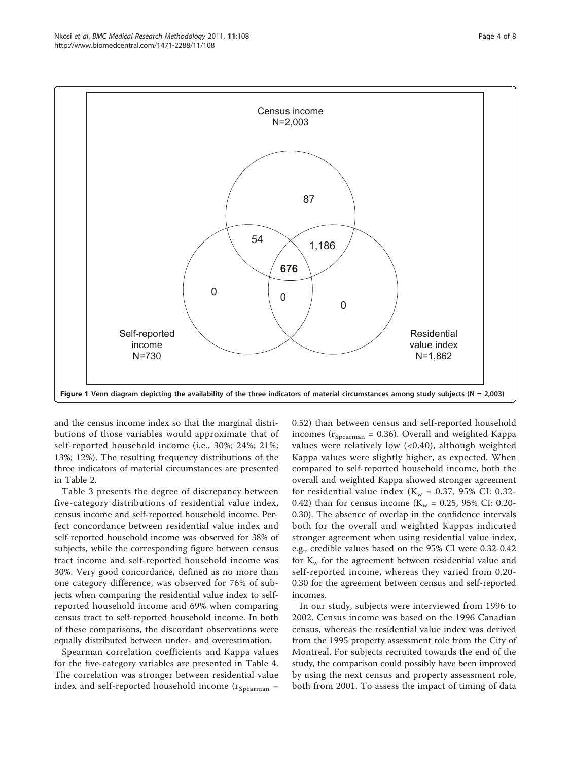Census income
N=2,003

87

54

1,186

676

0

0

0

Self-reported income
N=730

Residential value index
N=1,862

**Figure 1 Venn diagram depicting the availability of the three indicators of material circumstances among study subjects (N = 2,003)**.

and the census income index so that the marginal distributions of those variables would approximate that of self-reported household income (i.e., 30%; 24%; 21%; 13%; 12%). The resulting frequency distributions of the three indicators of material circumstances are presented in Table 2.

Table 3 presents the degree of discrepancy between five-category distributions of residential value index, census income and self-reported household income. Perfect concordance between residential value index and self-reported household income was observed for 38% of subjects, while the corresponding figure between census tract income and self-reported household income was 30%. Very good concordance, defined as no more than one category difference, was observed for 76% of subjects when comparing the residential value index to self-reported household income and 69% when comparing census tract to self-reported household income. In both of these comparisons, the discordant observations were equally distributed between under- and overestimation.

Spearman correlation coefficients and Kappa values for the five-category variables are presented in Table 4. The correlation was stronger between residential value index and self-reported household income ($r_{Spearman}$ = 0.52) than between census and self-reported household incomes ($r_{Spearman}$ = 0.36). Overall and weighted Kappa values were relatively low (<0.40), although weighted Kappa values were slightly higher, as expected. When compared to self-reported household income, both the overall and weighted Kappa showed stronger agreement for residential value index ($K_w$ = 0.37, 95% CI: 0.32-0.42) than for census income ($K_w$ = 0.25, 95% CI: 0.20-0.30). The absence of overlap in the confidence intervals both for the overall and weighted Kappas indicated stronger agreement when using residential value index, e.g., credible values based on the 95% CI were 0.32-0.42 for $K_w$ for the agreement between residential value and self-reported income, whereas they varied from 0.20-0.30 for the agreement between census and self-reported incomes.

In our study, subjects were interviewed from 1996 to 2002. Census income was based on the 1996 Canadian census, whereas the residential value index was derived from the 1995 property assessment role from the City of Montreal. For subjects recruited towards the end of the study, the comparison could possibly have been improved by using the next census and property assessment role, both from 2001. To assess the impact of timing of data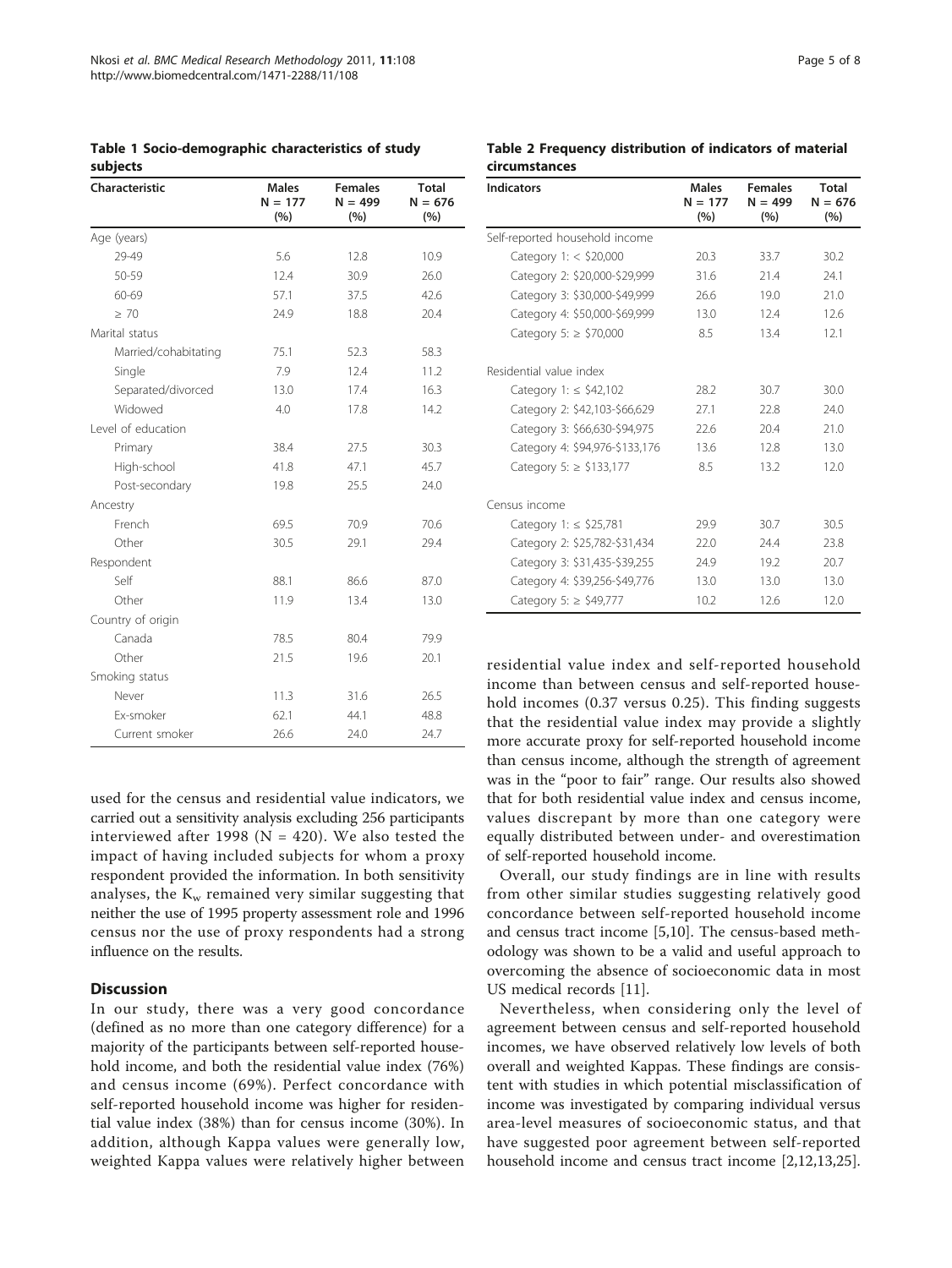**Table 1 Socio-demographic characteristics of study subjects**

| Characteristic | Males N = 177 (%) | Females N = 499 (%) | Total N = 676 (%) |
|---|---|---|---|
| Age (years) | | | |
| 29-49 | 5.6 | 12.8 | 10.9 |
| 50-59 | 12.4 | 30.9 | 26.0 |
| 60-69 | 57.1 | 37.5 | 42.6 |
| ≥ 70 | 24.9 | 18.8 | 20.4 |
| Marital status | | | |
| Married/cohabitating | 75.1 | 52.3 | 58.3 |
| Single | 7.9 | 12.4 | 11.2 |
| Separated/divorced | 13.0 | 17.4 | 16.3 |
| Widowed | 4.0 | 17.8 | 14.2 |
| Level of education | | | |
| Primary | 38.4 | 27.5 | 30.3 |
| High-school | 41.8 | 47.1 | 45.7 |
| Post-secondary | 19.8 | 25.5 | 24.0 |
| Ancestry | | | |
| French | 69.5 | 70.9 | 70.6 |
| Other | 30.5 | 29.1 | 29.4 |
| Respondent | | | |
| Self | 88.1 | 86.6 | 87.0 |
| Other | 11.9 | 13.4 | 13.0 |
| Country of origin | | | |
| Canada | 78.5 | 80.4 | 79.9 |
| Other | 21.5 | 19.6 | 20.1 |
| Smoking status | | | |
| Never | 11.3 | 31.6 | 26.5 |
| Ex-smoker | 62.1 | 44.1 | 48.8 |
| Current smoker | 26.6 | 24.0 | 24.7 |

**Table 2 Frequency distribution of indicators of material circumstances**

| Indicators | Males N = 177 (%) | Females N = 499 (%) | Total N = 676 (%) |
|---|---|---|---|
| Self-reported household income | | | |
| Category 1: < $20,000 | 20.3 | 33.7 | 30.2 |
| Category 2: $20,000-$29,999 | 31.6 | 21.4 | 24.1 |
| Category 3: $30,000-$49,999 | 26.6 | 19.0 | 21.0 |
| Category 4: $50,000-$69,999 | 13.0 | 12.4 | 12.6 |
| Category 5: ≥ $70,000 | 8.5 | 13.4 | 12.1 |
| Residential value index | | | |
| Category 1: ≤ $42,102 | 28.2 | 30.7 | 30.0 |
| Category 2: $42,103-$66,629 | 27.1 | 22.8 | 24.0 |
| Category 3: $66,630-$94,975 | 22.6 | 20.4 | 21.0 |
| Category 4: $94,976-$133,176 | 13.6 | 12.8 | 13.0 |
| Category 5: ≥ $133,177 | 8.5 | 13.2 | 12.0 |
| Census income | | | |
| Category 1: ≤ $25,781 | 29.9 | 30.7 | 30.5 |
| Category 2: $25,782-$31,434 | 22.0 | 24.4 | 23.8 |
| Category 3: $31,435-$39,255 | 24.9 | 19.2 | 20.7 |
| Category 4: $39,256-$49,776 | 13.0 | 13.0 | 13.0 |
| Category 5: ≥ $49,777 | 10.2 | 12.6 | 12.0 |

used for the census and residential value indicators, we carried out a sensitivity analysis excluding 256 participants interviewed after 1998 (N = 420). We also tested the impact of having included subjects for whom a proxy respondent provided the information. In both sensitivity analyses, the $K_w$ remained very similar suggesting that neither the use of 1995 property assessment role and 1996 census nor the use of proxy respondents had a strong influence on the results.

## Discussion

In our study, there was a very good concordance (defined as no more than one category difference) for a majority of the participants between self-reported household income, and both the residential value index (76%) and census income (69%). Perfect concordance with self-reported household income was higher for residential value index (38%) than for census income (30%). In addition, although Kappa values were generally low, weighted Kappa values were relatively higher between residential value index and self-reported household income than between census and self-reported household incomes (0.37 versus 0.25). This finding suggests that the residential value index may provide a slightly more accurate proxy for self-reported household income than census income, although the strength of agreement was in the "poor to fair" range. Our results also showed that for both residential value index and census income, values discrepant by more than one category were equally distributed between under- and overestimation of self-reported household income.

Overall, our study findings are in line with results from other similar studies suggesting relatively good concordance between self-reported household income and census tract income [5,10]. The census-based methodology was shown to be a valid and useful approach to overcoming the absence of socioeconomic data in most US medical records [11].

Nevertheless, when considering only the level of agreement between census and self-reported household incomes, we have observed relatively low levels of both overall and weighted Kappas. These findings are consistent with studies in which potential misclassification of income was investigated by comparing individual versus area-level measures of socioeconomic status, and that have suggested poor agreement between self-reported household income and census tract income [2,12,13,25].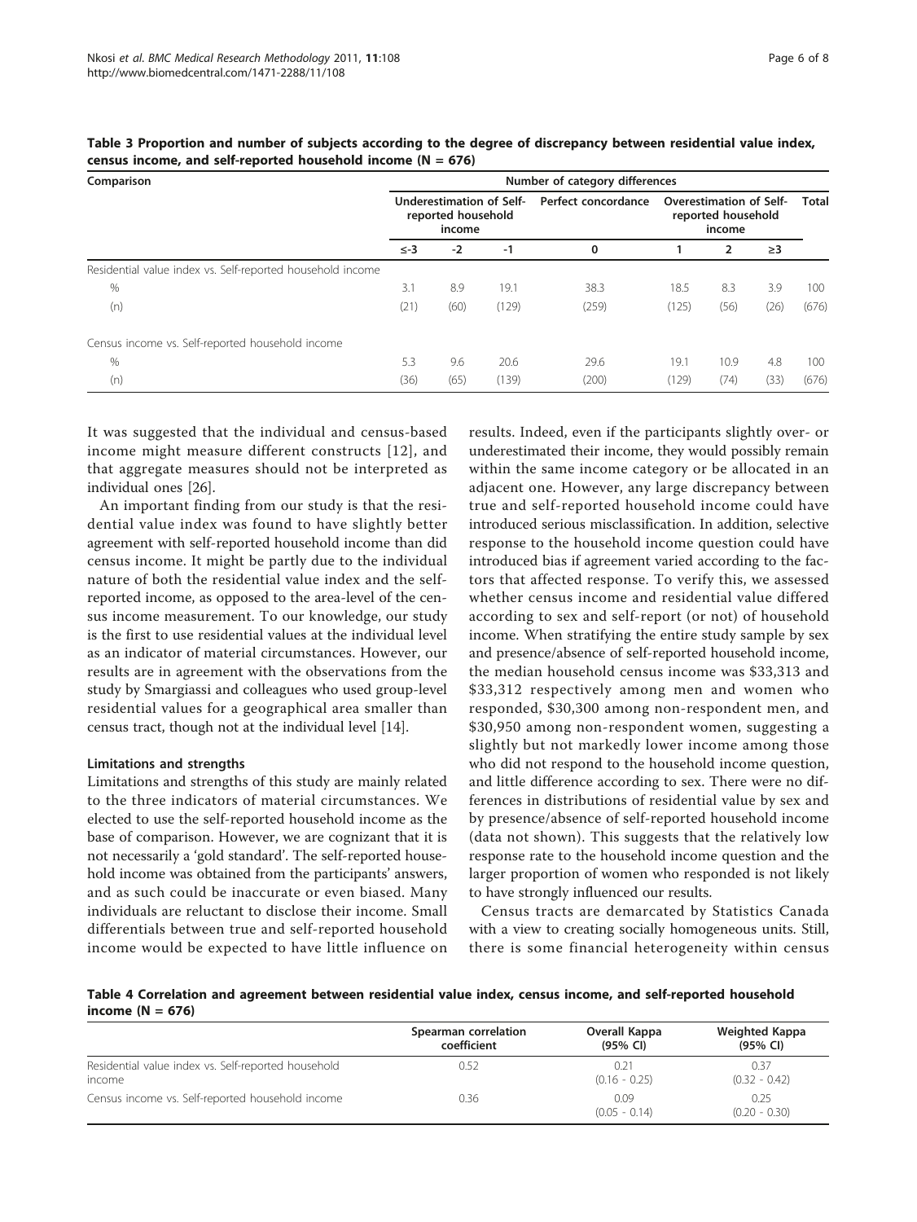**Table 3 Proportion and number of subjects according to the degree of discrepancy between residential value index, census income, and self-reported household income (N = 676)**

| Comparison | Number of category differences | | | | | | | |
|---|---|---|---|---|---|---|---|---|
| | Underestimation of Self-reported household income | | | Perfect concordance | Overestimation of Self-reported household income | | | Total |
| | ≤-3 | -2 | -1 | 0 | 1 | 2 | ≥3 | |
| Residential value index vs. Self-reported household income | | | | | | | | |
| % | 3.1 | 8.9 | 19.1 | 38.3 | 18.5 | 8.3 | 3.9 | 100 |
| (n) | (21) | (60) | (129) | (259) | (125) | (56) | (26) | (676) |
| Census income vs. Self-reported household income | | | | | | | | |
| % | 5.3 | 9.6 | 20.6 | 29.6 | 19.1 | 10.9 | 4.8 | 100 |
| (n) | (36) | (65) | (139) | (200) | (129) | (74) | (33) | (676) |

It was suggested that the individual and census-based income might measure different constructs [12], and that aggregate measures should not be interpreted as individual ones [26].

An important finding from our study is that the residential value index was found to have slightly better agreement with self-reported household income than did census income. It might be partly due to the individual nature of both the residential value index and the self-reported income, as opposed to the area-level of the census income measurement. To our knowledge, our study is the first to use residential values at the individual level as an indicator of material circumstances. However, our results are in agreement with the observations from the study by Smargiassi and colleagues who used group-level residential values for a geographical area smaller than census tract, though not at the individual level [14].

#### Limitations and strengths

Limitations and strengths of this study are mainly related to the three indicators of material circumstances. We elected to use the self-reported household income as the base of comparison. However, we are cognizant that it is not necessarily a 'gold standard'. The self-reported household income was obtained from the participants' answers, and as such could be inaccurate or even biased. Many individuals are reluctant to disclose their income. Small differentials between true and self-reported household income would be expected to have little influence on results. Indeed, even if the participants slightly over- or underestimated their income, they would possibly remain within the same income category or be allocated in an adjacent one. However, any large discrepancy between true and self-reported household income could have introduced serious misclassification. In addition, selective response to the household income question could have introduced bias if agreement varied according to the factors that affected response. To verify this, we assessed whether census income and residential value differed according to sex and self-report (or not) of household income. When stratifying the entire study sample by sex and presence/absence of self-reported household income, the median household census income was $33,313 and $33,312 respectively among men and women who responded, $30,300 among non-respondent men, and $30,950 among non-respondent women, suggesting a slightly but not markedly lower income among those who did not respond to the household income question, and little difference according to sex. There were no differences in distributions of residential value by sex and by presence/absence of self-reported household income (data not shown). This suggests that the relatively low response rate to the household income question and the larger proportion of women who responded is not likely to have strongly influenced our results.

Census tracts are demarcated by Statistics Canada with a view to creating socially homogeneous units. Still, there is some financial heterogeneity within census

**Table 4 Correlation and agreement between residential value index, census income, and self-reported household income (N = 676)**

| | Spearman correlation coefficient | Overall Kappa (95% CI) | Weighted Kappa (95% CI) |
|---|---|---|---|
| Residential value index vs. Self-reported household income | 0.52 | 0.21 (0.16 - 0.25) | 0.37 (0.32 - 0.42) |
| Census income vs. Self-reported household income | 0.36 | 0.09 (0.05 - 0.14) | 0.25 (0.20 - 0.30) |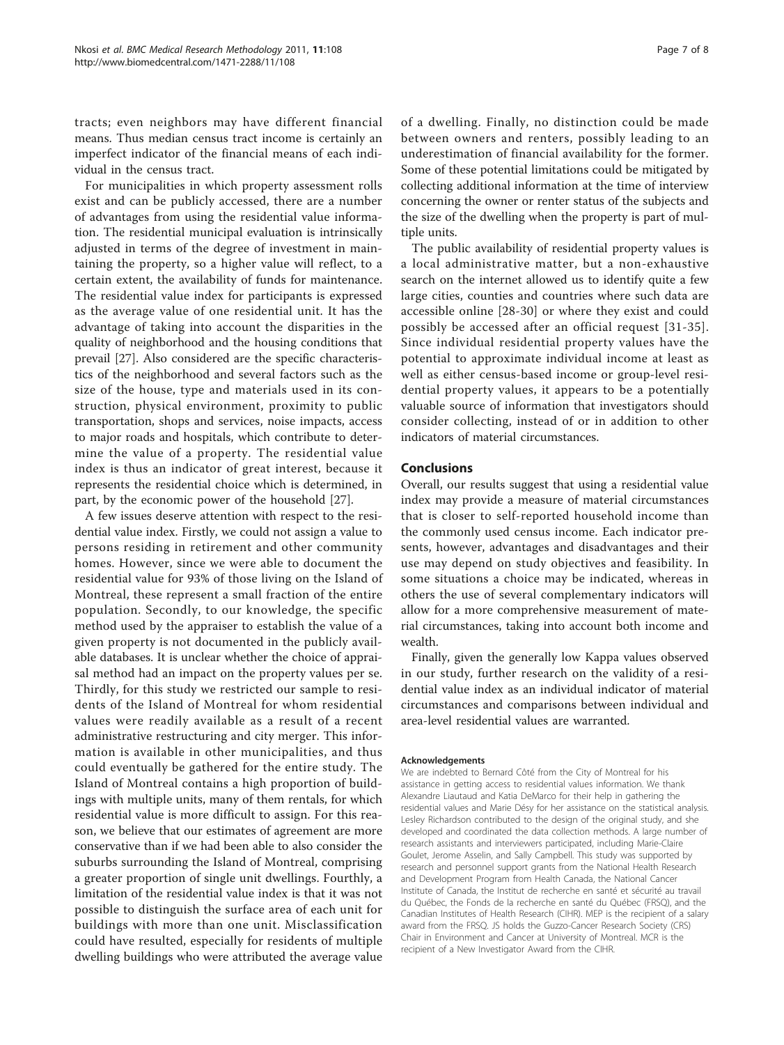tracts; even neighbors may have different financial means. Thus median census tract income is certainly an imperfect indicator of the financial means of each individual in the census tract.

For municipalities in which property assessment rolls exist and can be publicly accessed, there are a number of advantages from using the residential value information. The residential municipal evaluation is intrinsically adjusted in terms of the degree of investment in maintaining the property, so a higher value will reflect, to a certain extent, the availability of funds for maintenance. The residential value index for participants is expressed as the average value of one residential unit. It has the advantage of taking into account the disparities in the quality of neighborhood and the housing conditions that prevail [27]. Also considered are the specific characteristics of the neighborhood and several factors such as the size of the house, type and materials used in its construction, physical environment, proximity to public transportation, shops and services, noise impacts, access to major roads and hospitals, which contribute to determine the value of a property. The residential value index is thus an indicator of great interest, because it represents the residential choice which is determined, in part, by the economic power of the household [27].

A few issues deserve attention with respect to the residential value index. Firstly, we could not assign a value to persons residing in retirement and other community homes. However, since we were able to document the residential value for 93% of those living on the Island of Montreal, these represent a small fraction of the entire population. Secondly, to our knowledge, the specific method used by the appraiser to establish the value of a given property is not documented in the publicly available databases. It is unclear whether the choice of appraisal method had an impact on the property values per se. Thirdly, for this study we restricted our sample to residents of the Island of Montreal for whom residential values were readily available as a result of a recent administrative restructuring and city merger. This information is available in other municipalities, and thus could eventually be gathered for the entire study. The Island of Montreal contains a high proportion of buildings with multiple units, many of them rentals, for which residential value is more difficult to assign. For this reason, we believe that our estimates of agreement are more conservative than if we had been able to also consider the suburbs surrounding the Island of Montreal, comprising a greater proportion of single unit dwellings. Fourthly, a limitation of the residential value index is that it was not possible to distinguish the surface area of each unit for buildings with more than one unit. Misclassification could have resulted, especially for residents of multiple dwelling buildings who were attributed the average value of a dwelling. Finally, no distinction could be made between owners and renters, possibly leading to an underestimation of financial availability for the former. Some of these potential limitations could be mitigated by collecting additional information at the time of interview concerning the owner or renter status of the subjects and the size of the dwelling when the property is part of multiple units.

The public availability of residential property values is a local administrative matter, but a non-exhaustive search on the internet allowed us to identify quite a few large cities, counties and countries where such data are accessible online [28-30] or where they exist and could possibly be accessed after an official request [31-35]. Since individual residential property values have the potential to approximate individual income at least as well as either census-based income or group-level residential property values, it appears to be a potentially valuable source of information that investigators should consider collecting, instead of or in addition to other indicators of material circumstances.

## Conclusions

Overall, our results suggest that using a residential value index may provide a measure of material circumstances that is closer to self-reported household income than the commonly used census income. Each indicator presents, however, advantages and disadvantages and their use may depend on study objectives and feasibility. In some situations a choice may be indicated, whereas in others the use of several complementary indicators will allow for a more comprehensive measurement of material circumstances, taking into account both income and wealth.

Finally, given the generally low Kappa values observed in our study, further research on the validity of a residential value index as an individual indicator of material circumstances and comparisons between individual and area-level residential values are warranted.

#### Acknowledgements

We are indebted to Bernard Côté from the City of Montreal for his assistance in getting access to residential values information. We thank Alexandre Liautaud and Katia DeMarco for their help in gathering the residential values and Marie Désy for her assistance on the statistical analysis. Lesley Richardson contributed to the design of the original study, and she developed and coordinated the data collection methods. A large number of research assistants and interviewers participated, including Marie-Claire Goulet, Jerome Asselin, and Sally Campbell. This study was supported by research and personnel support grants from the National Health Research and Development Program from Health Canada, the National Cancer Institute of Canada, the Institut de recherche en santé et sécurité au travail du Québec, the Fonds de la recherche en santé du Québec (FRSQ), and the Canadian Institutes of Health Research (CIHR). MEP is the recipient of a salary award from the FRSQ. JS holds the Guzzo-Cancer Research Society (CRS) Chair in Environment and Cancer at University of Montreal. MCR is the recipient of a New Investigator Award from the CIHR.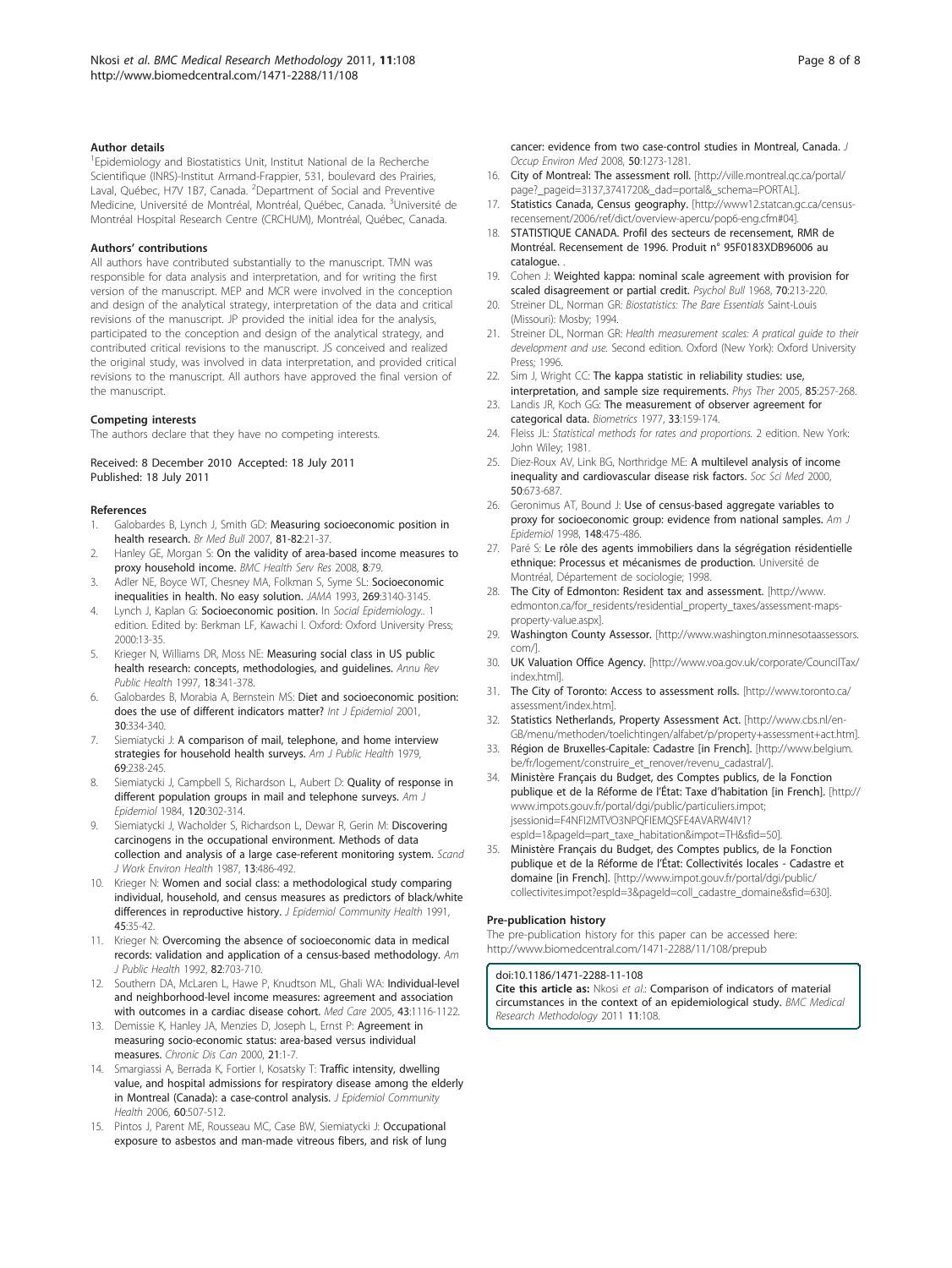#### Author details

[1]Epidemiology and Biostatistics Unit, Institut National de la Recherche Scientifique (INRS)-Institut Armand-Frappier, 531, boulevard des Prairies, Laval, Québec, H7V 1B7, Canada. [2]Department of Social and Preventive Medicine, Université de Montréal, Montréal, Québec, Canada. [3]Université de Montréal Hospital Research Centre (CRCHUM), Montréal, Québec, Canada.

#### Authors' contributions

All authors have contributed substantially to the manuscript. TMN was responsible for data analysis and interpretation, and for writing the first version of the manuscript. MEP and MCR were involved in the conception and design of the analytical strategy, interpretation of the data and critical revisions of the manuscript. JP provided the initial idea for the analysis, participated to the conception and design of the analytical strategy, and contributed critical revisions to the manuscript. JS conceived and realized the original study, was involved in data interpretation, and provided critical revisions to the manuscript. All authors have approved the final version of the manuscript.

#### Competing interests

The authors declare that they have no competing interests.

Received: 8 December 2010 Accepted: 18 July 2011
Published: 18 July 2011

#### References

1. Galobardes B, Lynch J, Smith GD: **Measuring socioeconomic position in health research.** *Br Med Bull* 2007, **81-82**:21-37.
2. Hanley GE, Morgan S: **On the validity of area-based income measures to proxy household income.** *BMC Health Serv Res* 2008, **8**:79.
3. Adler NE, Boyce WT, Chesney MA, Folkman S, Syme SL: **Socioeconomic inequalities in health. No easy solution.** *JAMA* 1993, **269**:3140-3145.
4. Lynch J, Kaplan G: **Socioeconomic position.** In *Social Epidemiology.*. 1 edition. Edited by: Berkman LF, Kawachi I. Oxford: Oxford University Press; 2000:13-35.
5. Krieger N, Williams DR, Moss NE: **Measuring social class in US public health research: concepts, methodologies, and guidelines.** *Annu Rev Public Health* 1997, **18**:341-378.
6. Galobardes B, Morabia A, Bernstein MS: **Diet and socioeconomic position: does the use of different indicators matter?** *Int J Epidemiol* 2001, **30**:334-340.
7. Siemiatycki J: **A comparison of mail, telephone, and home interview strategies for household health surveys.** *Am J Public Health* 1979, **69**:238-245.
8. Siemiatycki J, Campbell S, Richardson L, Aubert D: **Quality of response in different population groups in mail and telephone surveys.** *Am J Epidemiol* 1984, **120**:302-314.
9. Siemiatycki J, Wacholder S, Richardson L, Dewar R, Gerin M: **Discovering carcinogens in the occupational environment. Methods of data collection and analysis of a large case-referent monitoring system.** *Scand J Work Environ Health* 1987, **13**:486-492.
10. Krieger N: **Women and social class: a methodological study comparing individual, household, and census measures as predictors of black/white differences in reproductive history.** *J Epidemiol Community Health* 1991, **45**:35-42.
11. Krieger N: **Overcoming the absence of socioeconomic data in medical records: validation and application of a census-based methodology.** *Am J Public Health* 1992, **82**:703-710.
12. Southern DA, McLaren L, Hawe P, Knudtson ML, Ghali WA: **Individual-level and neighborhood-level income measures: agreement and association with outcomes in a cardiac disease cohort.** *Med Care* 2005, **43**:1116-1122.
13. Demissie K, Hanley JA, Menzies D, Joseph L, Ernst P: **Agreement in measuring socio-economic status: area-based versus individual measures.** *Chronic Dis Can* 2000, **21**:1-7.
14. Smargiassi A, Berrada K, Fortier I, Kosatsky T: **Traffic intensity, dwelling value, and hospital admissions for respiratory disease among the elderly in Montreal (Canada): a case-control analysis.** *J Epidemiol Community Health* 2006, **60**:507-512.
15. Pintos J, Parent ME, Rousseau MC, Case BW, Siemiatycki J: **Occupational exposure to asbestos and man-made vitreous fibers, and risk of lung cancer: evidence from two case-control studies in Montreal, Canada.** *J Occup Environ Med* 2008, **50**:1273-1281.
16. **City of Montreal: The assessment roll.** [http://ville.montreal.qc.ca/portal/page?_pageid=3137,3741720&_dad=portal&_schema=PORTAL].
17. **Statistics Canada, Census geography.** [http://www12.statcan.gc.ca/census-recensement/2006/ref/dict/overview-apercu/pop6-eng.cfm#04].
18. **STATISTIQUE CANADA. Profil des secteurs de recensement, RMR de Montréal. Recensement de 1996. Produit n° 95F0183XDB96006 au catalogue.** .
19. Cohen J: **Weighted kappa: nominal scale agreement with provision for scaled disagreement or partial credit.** *Psychol Bull* 1968, **70**:213-220.
20. Streiner DL, Norman GR: *Biostatistics: The Bare Essentials* Saint-Louis (Missouri): Mosby; 1994.
21. Streiner DL, Norman GR: *Health measurement scales: A pratical guide to their development and use.* Second edition. Oxford (New York): Oxford University Press; 1996.
22. Sim J, Wright CC: **The kappa statistic in reliability studies: use, interpretation, and sample size requirements.** *Phys Ther* 2005, **85**:257-268.
23. Landis JR, Koch GG: **The measurement of observer agreement for categorical data.** *Biometrics* 1977, **33**:159-174.
24. Fleiss JL: *Statistical methods for rates and proportions.* 2 edition. New York: John Wiley; 1981.
25. Diez-Roux AV, Link BG, Northridge ME: **A multilevel analysis of income inequality and cardiovascular disease risk factors.** *Soc Sci Med* 2000, **50**:673-687.
26. Geronimus AT, Bound J: **Use of census-based aggregate variables to proxy for socioeconomic group: evidence from national samples.** *Am J Epidemiol* 1998, **148**:475-486.
27. Paré S: **Le rôle des agents immobiliers dans la ségrégation résidentielle ethnique: Processus et mécanismes de production.** Université de Montréal, Département de sociologie; 1998.
28. **The City of Edmonton: Resident tax and assessment.** [http://www.edmonton.ca/for_residents/residential_property_taxes/assessment-maps-property-value.aspx].
29. **Washington County Assessor.** [http://www.washington.minnesotaassessors.com/].
30. **UK Valuation Office Agency.** [http://www.voa.gov.uk/corporate/CouncilTax/index.html].
31. **The City of Toronto: Access to assessment rolls.** [http://www.toronto.ca/assessment/index.htm].
32. **Statistics Netherlands, Property Assessment Act.** [http://www.cbs.nl/en-GB/menu/methoden/toelichtingen/alfabet/p/property+assessment+act.htm].
33. **Région de Bruxelles-Capitale: Cadastre [in French].** [http://www.belgium.be/fr/logement/construire_et_renover/revenu_cadastral/].
34. **Ministère Français du Budget, des Comptes publics, de la Fonction publique et de la Réforme de l'État: Taxe d'habitation [in French].** [http://www.impots.gouv.fr/portal/dgi/public/particuliers.impot;jsessionid=F4NFI2MTVO3NPQFIEMQSFE4AVARW4IV1?espId=1&pageId=part_taxe_habitation&impot=TH&sfid=50].
35. **Ministère Français du Budget, des Comptes publics, de la Fonction publique et de la Réforme de l'État: Collectivités locales - Cadastre et domaine [in French].** [http://www.impot.gouv.fr/portal/dgi/public/collectivites.impot?espId=3&pageId=coll_cadastre_domaine&sfid=630].

#### Pre-publication history

The pre-publication history for this paper can be accessed here:
http://www.biomedcentral.com/1471-2288/11/108/prepub

doi:10.1186/1471-2288-11-108
**Cite this article as:** Nkosi *et al.*: Comparison of indicators of material circumstances in the context of an epidemiological study. *BMC Medical Research Methodology* 2011 **11**:108.